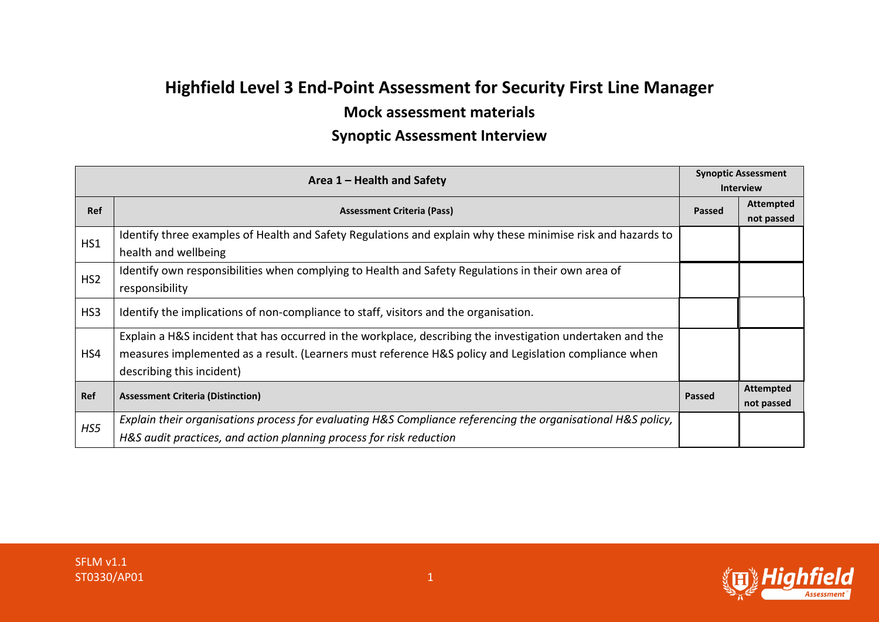# Highfield Level 3 End-Point Assessment for Security First Line Manager

## Mock assessment materials

## Synoptic Assessment Interview

| Area 1 – Health and Safety | | Synoptic Assessment Interview | |
|---|---|---|---|
| **Ref** | **Assessment Criteria (Pass)** | **Passed** | **Attempted not passed** |
| HS1 | Identify three examples of Health and Safety Regulations and explain why these minimise risk and hazards to health and wellbeing | | |
| HS2 | Identify own responsibilities when complying to Health and Safety Regulations in their own area of responsibility | | |
| HS3 | Identify the implications of non-compliance to staff, visitors and the organisation. | | |
| HS4 | Explain a H&S incident that has occurred in the workplace, describing the investigation undertaken and the measures implemented as a result. (Learners must reference H&S policy and Legislation compliance when describing this incident) | | |
| **Ref** | **Assessment Criteria (Distinction)** | **Passed** | **Attempted not passed** |
| *HS5* | *Explain their organisations process for evaluating H&S Compliance referencing the organisational H&S policy, H&S audit practices, and action planning process for risk reduction* | | |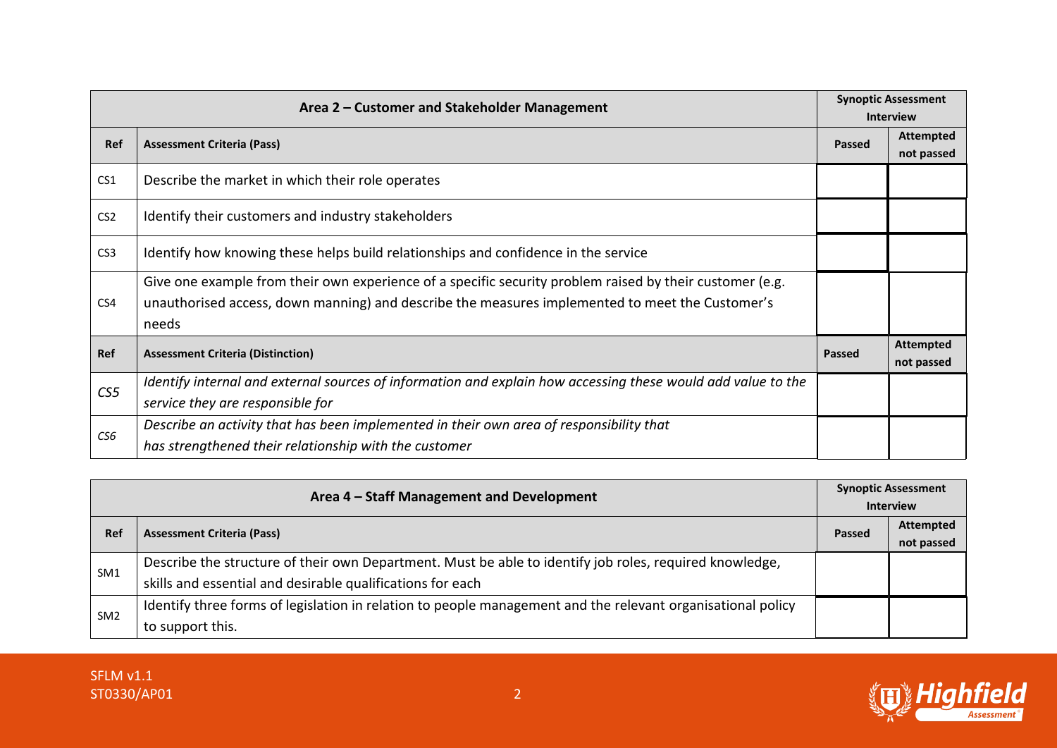| Area 2 – Customer and Stakeholder Management | | Synoptic Assessment Interview | |
|---|---|---|---|
| **Ref** | **Assessment Criteria (Pass)** | **Passed** | **Attempted not passed** |
| CS1 | Describe the market in which their role operates | | |
| CS2 | Identify their customers and industry stakeholders | | |
| CS3 | Identify how knowing these helps build relationships and confidence in the service | | |
| CS4 | Give one example from their own experience of a specific security problem raised by their customer (e.g. unauthorised access, down manning) and describe the measures implemented to meet the Customer's needs | | |
| **Ref** | **Assessment Criteria (Distinction)** | **Passed** | **Attempted not passed** |
| *CS5* | *Identify internal and external sources of information and explain how accessing these would add value to the service they are responsible for* | | |
| *CS6* | *Describe an activity that has been implemented in their own area of responsibility that has strengthened their relationship with the customer* | | |

| Area 4 – Staff Management and Development | | Synoptic Assessment Interview | |
|---|---|---|---|
| **Ref** | **Assessment Criteria (Pass)** | **Passed** | **Attempted not passed** |
| SM1 | Describe the structure of their own Department. Must be able to identify job roles, required knowledge, skills and essential and desirable qualifications for each | | |
| SM2 | Identify three forms of legislation in relation to people management and the relevant organisational policy to support this. | | |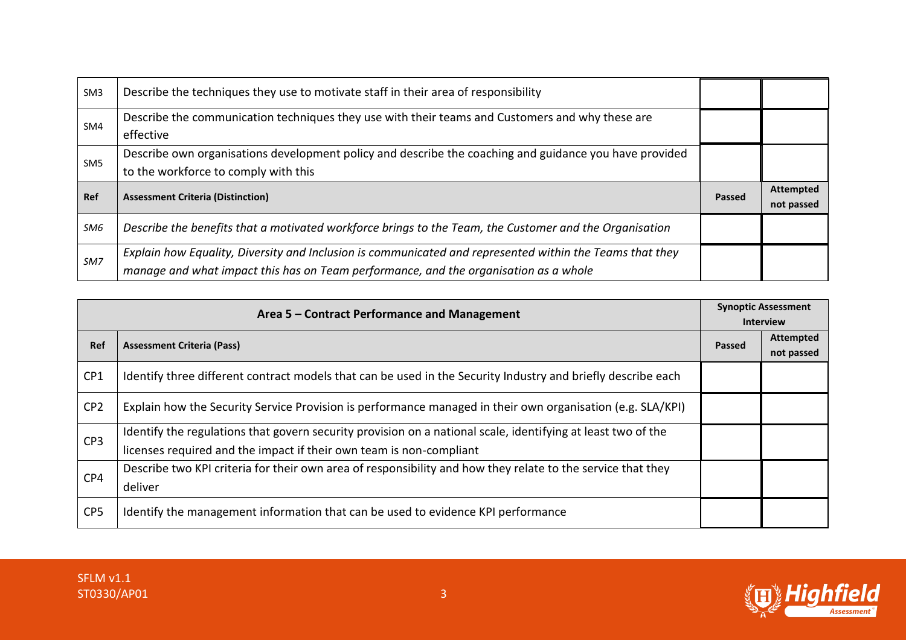| SM3 | Describe the techniques they use to motivate staff in their area of responsibility | | |
|---|---|---|---|
| SM4 | Describe the communication techniques they use with their teams and Customers and why these are effective | | |
| SM5 | Describe own organisations development policy and describe the coaching and guidance you have provided to the workforce to comply with this | | |
| **Ref** | **Assessment Criteria (Distinction)** | **Passed** | **Attempted not passed** |
| *SM6* | *Describe the benefits that a motivated workforce brings to the Team, the Customer and the Organisation* | | |
| *SM7* | *Explain how Equality, Diversity and Inclusion is communicated and represented within the Teams that they manage and what impact this has on Team performance, and the organisation as a whole* | | |

| **Area 5 – Contract Performance and Management** | | **Synoptic Assessment Interview** | |
|---|---|---|---|
| **Ref** | **Assessment Criteria (Pass)** | **Passed** | **Attempted not passed** |
| CP1 | Identify three different contract models that can be used in the Security Industry and briefly describe each | | |
| CP2 | Explain how the Security Service Provision is performance managed in their own organisation (e.g. SLA/KPI) | | |
| CP3 | Identify the regulations that govern security provision on a national scale, identifying at least two of the licenses required and the impact if their own team is non-compliant | | |
| CP4 | Describe two KPI criteria for their own area of responsibility and how they relate to the service that they deliver | | |
| CP5 | Identify the management information that can be used to evidence KPI performance | | |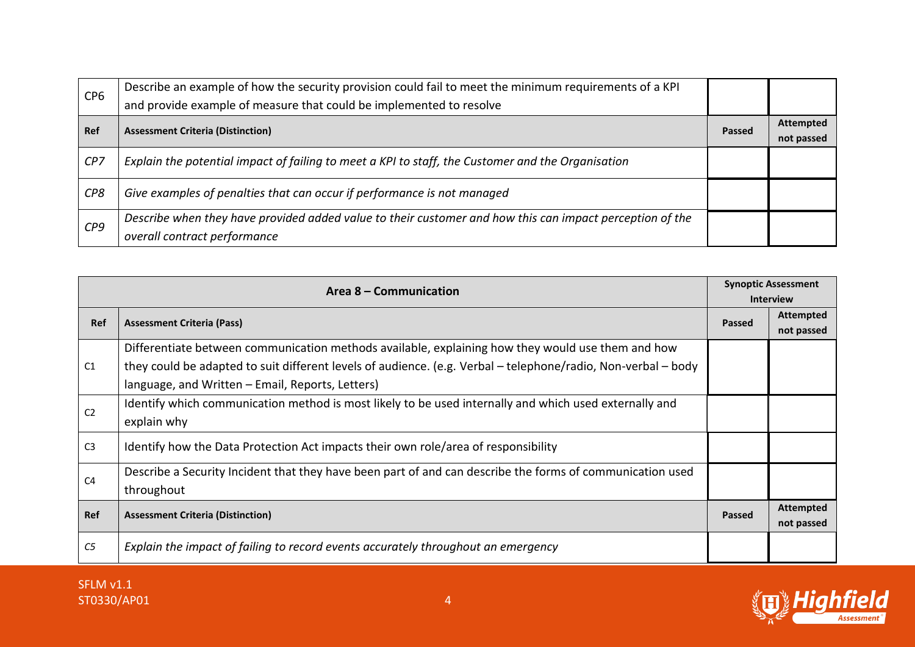| CP6 | Describe an example of how the security provision could fail to meet the minimum requirements of a KPI and provide example of measure that could be implemented to resolve | | |
|---|---|---|---|
| **Ref** | **Assessment Criteria (Distinction)** | **Passed** | **Attempted not passed** |
| *CP7* | *Explain the potential impact of failing to meet a KPI to staff, the Customer and the Organisation* | | |
| *CP8* | *Give examples of penalties that can occur if performance is not managed* | | |
| *CP9* | *Describe when they have provided added value to their customer and how this can impact perception of the overall contract performance* | | |

| **Area 8 – Communication** | | **Synoptic Assessment Interview** | |
|---|---|---|---|
| **Ref** | **Assessment Criteria (Pass)** | **Passed** | **Attempted not passed** |
| C1 | Differentiate between communication methods available, explaining how they would use them and how they could be adapted to suit different levels of audience. (e.g. Verbal – telephone/radio, Non-verbal – body language, and Written – Email, Reports, Letters) | | |
| C2 | Identify which communication method is most likely to be used internally and which used externally and explain why | | |
| C3 | Identify how the Data Protection Act impacts their own role/area of responsibility | | |
| C4 | Describe a Security Incident that they have been part of and can describe the forms of communication used throughout | | |
| **Ref** | **Assessment Criteria (Distinction)** | **Passed** | **Attempted not passed** |
| *C5* | *Explain the impact of failing to record events accurately throughout an emergency* | | |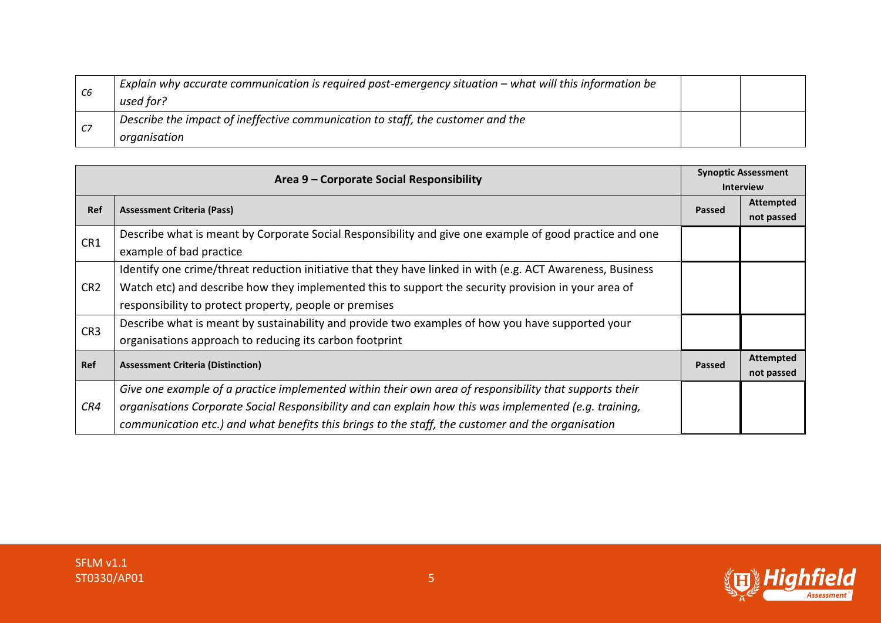| | | | |
|---|---|---|---|
| *C6* | *Explain why accurate communication is required post-emergency situation – what will this information be used for?* | | |
| *C7* | *Describe the impact of ineffective communication to staff, the customer and the organisation* | | |

| **Area 9 – Corporate Social Responsibility** | | **Synoptic Assessment Interview** | |
|---|---|---|---|
| **Ref** | **Assessment Criteria (Pass)** | **Passed** | **Attempted not passed** |
| CR1 | Describe what is meant by Corporate Social Responsibility and give one example of good practice and one example of bad practice | | |
| CR2 | Identify one crime/threat reduction initiative that they have linked in with (e.g. ACT Awareness, Business Watch etc) and describe how they implemented this to support the security provision in your area of responsibility to protect property, people or premises | | |
| CR3 | Describe what is meant by sustainability and provide two examples of how you have supported your organisations approach to reducing its carbon footprint | | |
| **Ref** | **Assessment Criteria (Distinction)** | **Passed** | **Attempted not passed** |
| *CR4* | *Give one example of a practice implemented within their own area of responsibility that supports their organisations Corporate Social Responsibility and can explain how this was implemented (e.g. training, communication etc.) and what benefits this brings to the staff, the customer and the organisation* | | |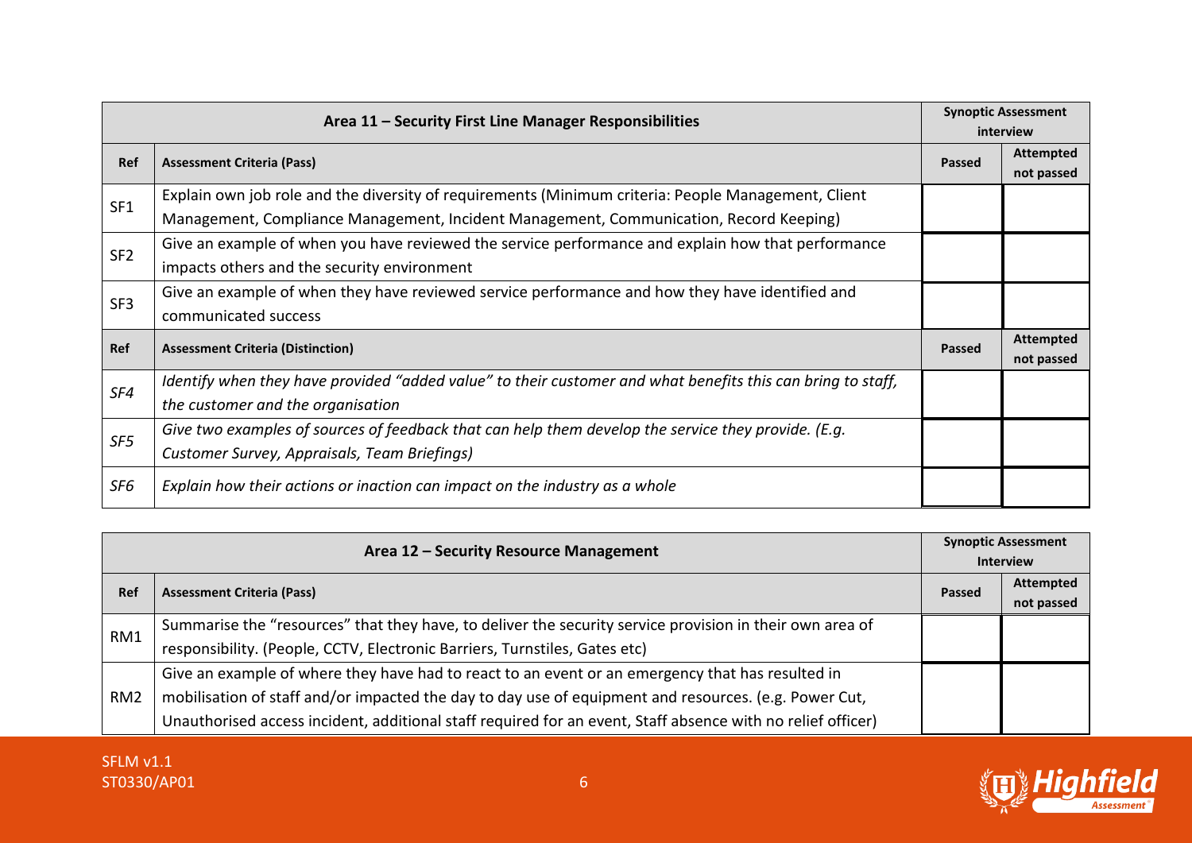| Area 11 – Security First Line Manager Responsibilities | | Synoptic Assessment interview | |
|---|---|---|---|
| **Ref** | **Assessment Criteria (Pass)** | **Passed** | **Attempted not passed** |
| SF1 | Explain own job role and the diversity of requirements (Minimum criteria: People Management, Client Management, Compliance Management, Incident Management, Communication, Record Keeping) | | |
| SF2 | Give an example of when you have reviewed the service performance and explain how that performance impacts others and the security environment | | |
| SF3 | Give an example of when they have reviewed service performance and how they have identified and communicated success | | |
| **Ref** | **Assessment Criteria (Distinction)** | **Passed** | **Attempted not passed** |
| *SF4* | *Identify when they have provided "added value" to their customer and what benefits this can bring to staff, the customer and the organisation* | | |
| *SF5* | *Give two examples of sources of feedback that can help them develop the service they provide. (E.g. Customer Survey, Appraisals, Team Briefings)* | | |
| *SF6* | *Explain how their actions or inaction can impact on the industry as a whole* | | |

| Area 12 – Security Resource Management | | Synoptic Assessment Interview | |
|---|---|---|---|
| **Ref** | **Assessment Criteria (Pass)** | **Passed** | **Attempted not passed** |
| RM1 | Summarise the "resources" that they have, to deliver the security service provision in their own area of responsibility. (People, CCTV, Electronic Barriers, Turnstiles, Gates etc) | | |
| RM2 | Give an example of where they have had to react to an event or an emergency that has resulted in mobilisation of staff and/or impacted the day to day use of equipment and resources. (e.g. Power Cut, Unauthorised access incident, additional staff required for an event, Staff absence with no relief officer) | | |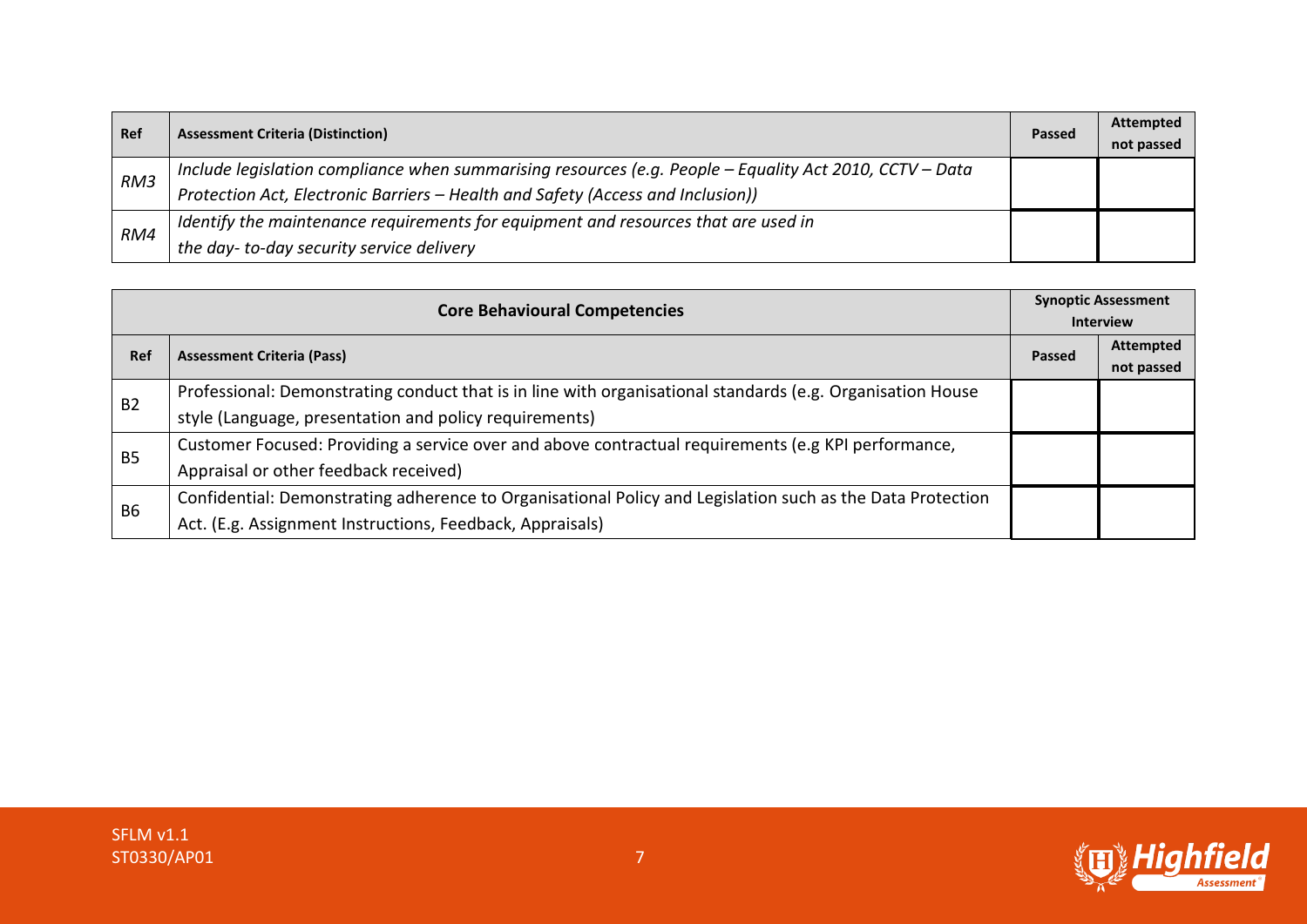| Ref | Assessment Criteria (Distinction) | Passed | Attempted not passed |
|---|---|---|---|
| *RM3* | *Include legislation compliance when summarising resources (e.g. People – Equality Act 2010, CCTV – Data Protection Act, Electronic Barriers – Health and Safety (Access and Inclusion))* | | |
| *RM4* | *Identify the maintenance requirements for equipment and resources that are used in the day- to-day security service delivery* | | |

| Core Behavioural Competencies | | Synoptic Assessment Interview | |
|---|---|---|---|
| **Ref** | **Assessment Criteria (Pass)** | **Passed** | **Attempted not passed** |
| B2 | Professional: Demonstrating conduct that is in line with organisational standards (e.g. Organisation House style (Language, presentation and policy requirements) | | |
| B5 | Customer Focused: Providing a service over and above contractual requirements (e.g KPI performance, Appraisal or other feedback received) | | |
| B6 | Confidential: Demonstrating adherence to Organisational Policy and Legislation such as the Data Protection Act. (E.g. Assignment Instructions, Feedback, Appraisals) | | |